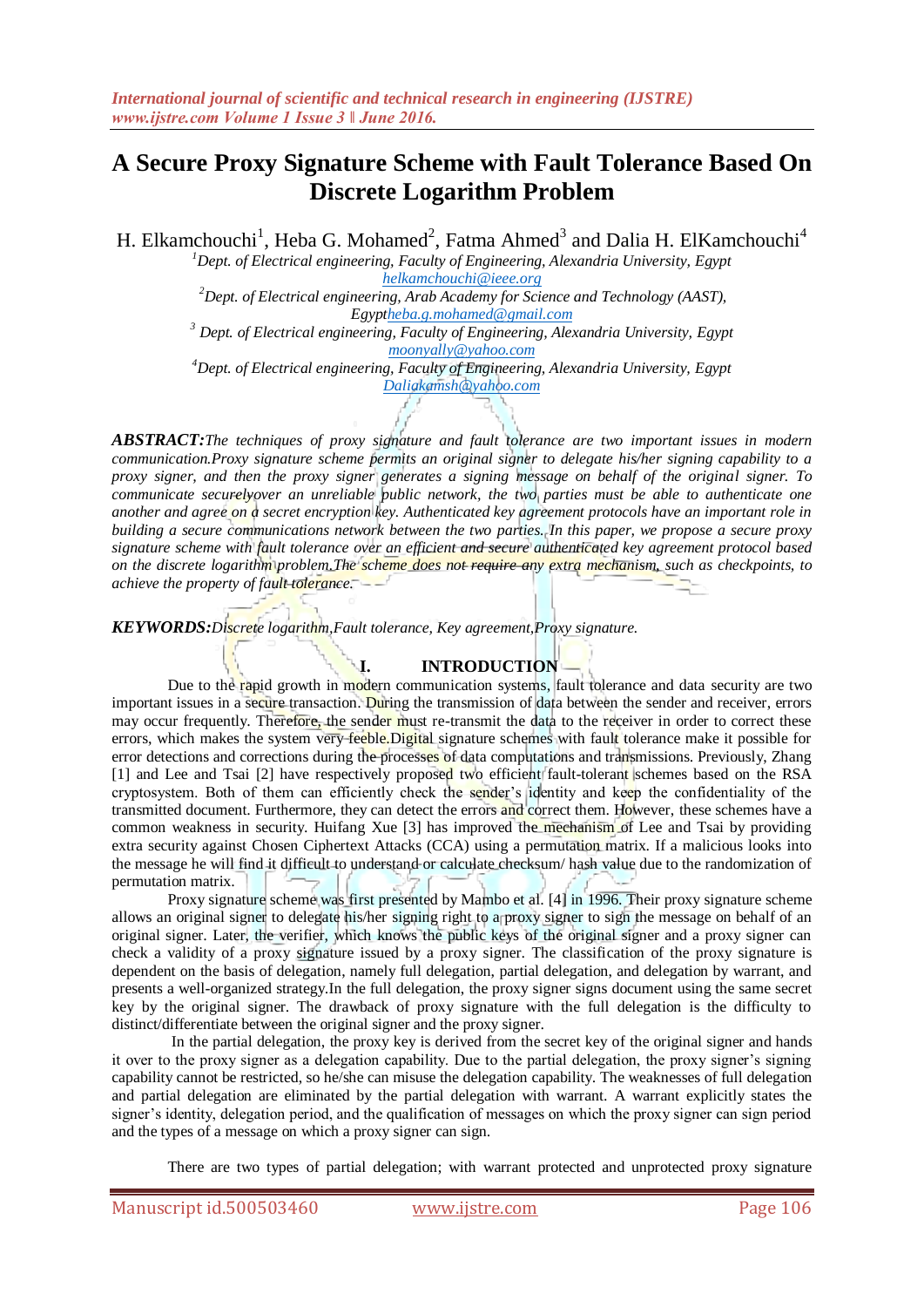# A Secure Proxy Signature Scheme with Fault Tolerance Based On Discrete Logarithm Problem

H. Elkamchouchi[1], Heba G. Mohamed[2], Fatma Ahmed[3] and Dalia H. ElKamchouchi[4]

[1]Dept. of Electrical engineering, Faculty of Engineering, Alexandria University, Egypt
helkamchouchi@ieee.org

[2]Dept. of Electrical engineering, Arab Academy for Science and Technology (AAST), Egyptheba.g.mohamed@gmail.com

[3] Dept. of Electrical engineering, Faculty of Engineering, Alexandria University, Egypt
moonyally@yahoo.com

[4]Dept. of Electrical engineering, Faculty of Engineering, Alexandria University, Egypt
Daliakamsh@yahoo.com

***ABSTRACT:****The techniques of proxy signature and fault tolerance are two important issues in modern communication.Proxy signature scheme permits an original signer to delegate his/her signing capability to a proxy signer, and then the proxy signer generates a signing message on behalf of the original signer. To communicate securelyover an unreliable public network, the two parties must be able to authenticate one another and agree on a secret encryption key. Authenticated key agreement protocols have an important role in building a secure communications network between the two parties. In this paper, we propose a secure proxy signature scheme with fault tolerance over an efficient and secure authenticated key agreement protocol based on the discrete logarithm problem.The scheme does not require any extra mechanism, such as checkpoints, to achieve the property of fault tolerance.*

***KEYWORDS:****Discrete logarithm,Fault tolerance, Key agreement,Proxy signature.*

## I. INTRODUCTION

Due to the rapid growth in modern communication systems, fault tolerance and data security are two important issues in a secure transaction. During the transmission of data between the sender and receiver, errors may occur frequently. Therefore, the sender must re-transmit the data to the receiver in order to correct these errors, which makes the system very feeble.Digital signature schemes with fault tolerance make it possible for error detections and corrections during the processes of data computations and transmissions. Previously, Zhang [1] and Lee and Tsai [2] have respectively proposed two efficient fault-tolerant schemes based on the RSA cryptosystem. Both of them can efficiently check the sender's identity and keep the confidentiality of the transmitted document. Furthermore, they can detect the errors and correct them. However, these schemes have a common weakness in security. Huifang Xue [3] has improved the mechanism of Lee and Tsai by providing extra security against Chosen Ciphertext Attacks (CCA) using a permutation matrix. If a malicious looks into the message he will find it difficult to understand or calculate checksum/ hash value due to the randomization of permutation matrix.

Proxy signature scheme was first presented by Mambo et al. [4] in 1996. Their proxy signature scheme allows an original signer to delegate his/her signing right to a proxy signer to sign the message on behalf of an original signer. Later, the verifier, which knows the public keys of the original signer and a proxy signer can check a validity of a proxy signature issued by a proxy signer. The classification of the proxy signature is dependent on the basis of delegation, namely full delegation, partial delegation, and delegation by warrant, and presents a well-organized strategy.In the full delegation, the proxy signer signs document using the same secret key by the original signer. The drawback of proxy signature with the full delegation is the difficulty to distinct/differentiate between the original signer and the proxy signer.

In the partial delegation, the proxy key is derived from the secret key of the original signer and hands it over to the proxy signer as a delegation capability. Due to the partial delegation, the proxy signer's signing capability cannot be restricted, so he/she can misuse the delegation capability. The weaknesses of full delegation and partial delegation are eliminated by the partial delegation with warrant. A warrant explicitly states the signer's identity, delegation period, and the qualification of messages on which the proxy signer can sign period and the types of a message on which a proxy signer can sign.

There are two types of partial delegation; with warrant protected and unprotected proxy signature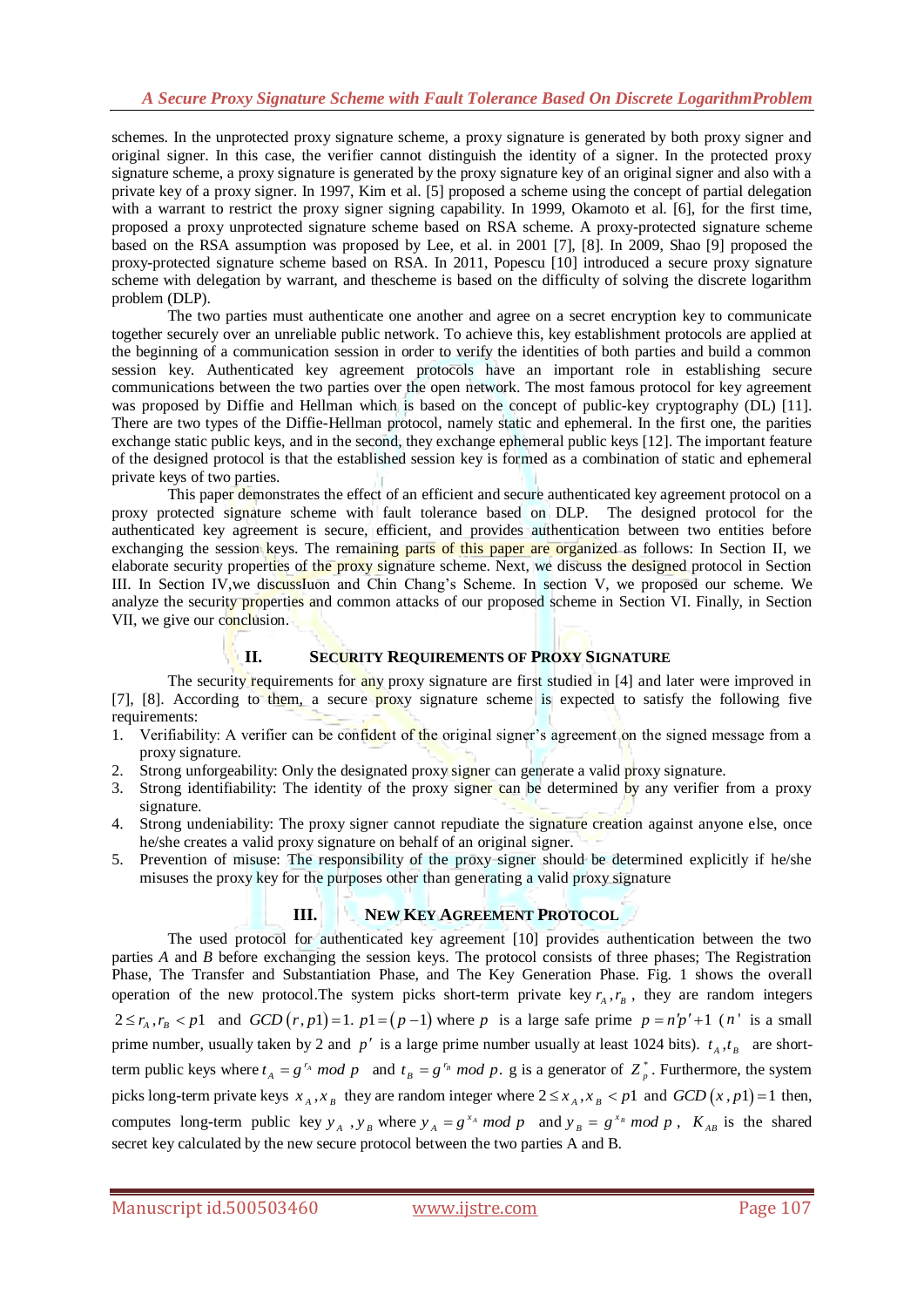schemes. In the unprotected proxy signature scheme, a proxy signature is generated by both proxy signer and original signer. In this case, the verifier cannot distinguish the identity of a signer. In the protected proxy signature scheme, a proxy signature is generated by the proxy signature key of an original signer and also with a private key of a proxy signer. In 1997, Kim et al. [5] proposed a scheme using the concept of partial delegation with a warrant to restrict the proxy signer signing capability. In 1999, Okamoto et al. [6], for the first time, proposed a proxy unprotected signature scheme based on RSA scheme. A proxy-protected signature scheme based on the RSA assumption was proposed by Lee, et al. in 2001 [7], [8]. In 2009, Shao [9] proposed the proxy-protected signature scheme based on RSA. In 2011, Popescu [10] introduced a secure proxy signature scheme with delegation by warrant, and thescheme is based on the difficulty of solving the discrete logarithm problem (DLP).

The two parties must authenticate one another and agree on a secret encryption key to communicate together securely over an unreliable public network. To achieve this, key establishment protocols are applied at the beginning of a communication session in order to verify the identities of both parties and build a common session key. Authenticated key agreement protocols have an important role in establishing secure communications between the two parties over the open network. The most famous protocol for key agreement was proposed by Diffie and Hellman which is based on the concept of public-key cryptography (DL) [11]. There are two types of the Diffie-Hellman protocol, namely static and ephemeral. In the first one, the parities exchange static public keys, and in the second, they exchange ephemeral public keys [12]. The important feature of the designed protocol is that the established session key is formed as a combination of static and ephemeral private keys of two parties.

This paper demonstrates the effect of an efficient and secure authenticated key agreement protocol on a proxy protected signature scheme with fault tolerance based on DLP. The designed protocol for the authenticated key agreement is secure, efficient, and provides authentication between two entities before exchanging the session keys. The remaining parts of this paper are organized as follows: In Section II, we elaborate security properties of the proxy signature scheme. Next, we discuss the designed protocol in Section III. In Section IV,we discussluon and Chin Chang's Scheme. In section V, we proposed our scheme. We analyze the security properties and common attacks of our proposed scheme in Section VI. Finally, in Section VII, we give our conclusion.

## II. Security Requirements of Proxy Signature

The security requirements for any proxy signature are first studied in [4] and later were improved in [7], [8]. According to them, a secure proxy signature scheme is expected to satisfy the following five requirements:

1. Verifiability: A verifier can be confident of the original signer's agreement on the signed message from a proxy signature.
2. Strong unforgeability: Only the designated proxy signer can generate a valid proxy signature.
3. Strong identifiability: The identity of the proxy signer can be determined by any verifier from a proxy signature.
4. Strong undeniability: The proxy signer cannot repudiate the signature creation against anyone else, once he/she creates a valid proxy signature on behalf of an original signer.
5. Prevention of misuse: The responsibility of the proxy signer should be determined explicitly if he/she misuses the proxy key for the purposes other than generating a valid proxy signature

## III. New Key Agreement Protocol

The used protocol for authenticated key agreement [10] provides authentication between the two parties *A* and *B* before exchanging the session keys. The protocol consists of three phases; The Registration Phase, The Transfer and Substantiation Phase, and The Key Generation Phase. Fig. 1 shows the overall operation of the new protocol.The system picks short-term private key $r_A, r_B$, they are random integers $2 \le r_A, r_B < p1$ and $GCD(r, p1) = 1$. $p1 = (p-1)$ where $p$ is a large safe prime $p = n'p' + 1$ ($n'$ is a small prime number, usually taken by 2 and $p'$ is a large prime number usually at least 1024 bits). $t_A, t_B$ are short-term public keys where $t_A = g^{r_A} \bmod p$ and $t_B = g^{r_B} \bmod p$. g is a generator of $Z_p^*$. Furthermore, the system picks long-term private keys $x_A, x_B$ they are random integer where $2 \le x_A, x_B < p1$ and $GCD(x, p1) = 1$ then, computes long-term public key $y_A, y_B$ where $y_A = g^{x_A} \bmod p$ and $y_B = g^{x_B} \bmod p$, $K_{AB}$ is the shared secret key calculated by the new secure protocol between the two parties A and B.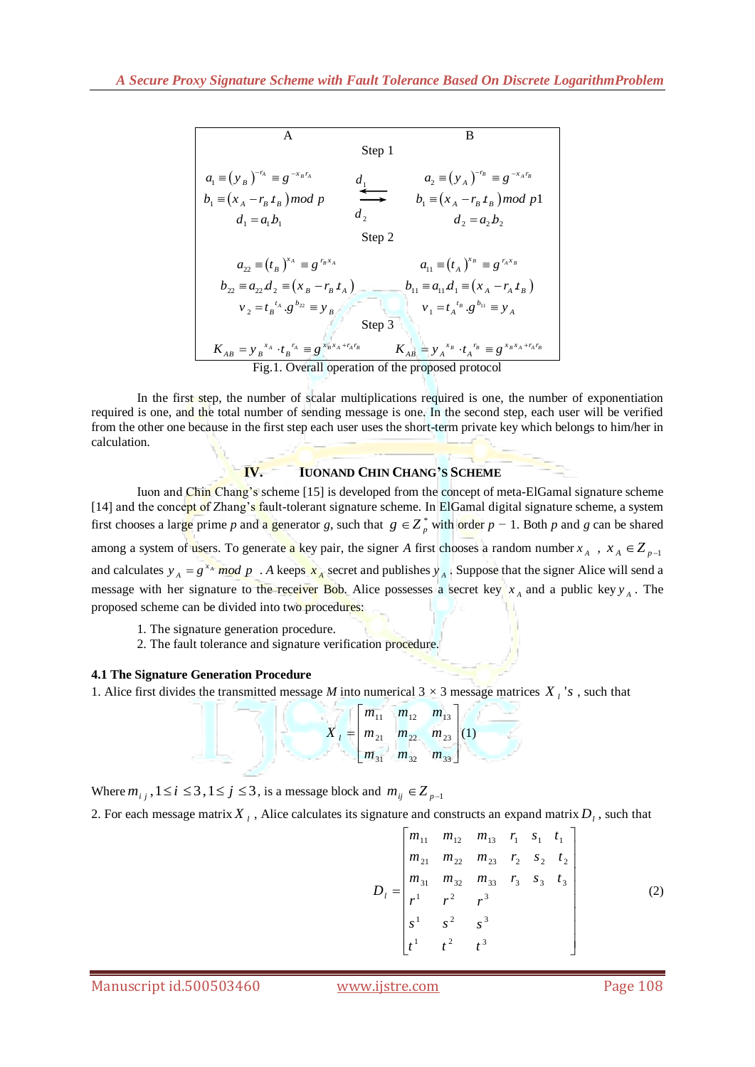| A | | B |
|---|---|---|
| | Step 1 | |
| $a_1 \equiv (y_B)^{-r_A} \equiv g^{-x_B r_A}$ <br> $b_1 \equiv (x_A - r_B t_B) \bmod p$ <br> $d_1 = a_1 b_1$ | $d_1$ ⇄ $d_2$ | $a_2 \equiv (y_A)^{-r_B} \equiv g^{-x_A r_B}$ <br> $b_1 \equiv (x_A - r_B t_B) \bmod p1$ <br> $d_2 = a_2 b_2$ |
| | Step 2 | |
| $a_{22} \equiv (t_B)^{x_A} \equiv g^{r_B x_A}$ <br> $b_{22} \equiv a_{22} d_2 \equiv (x_B - r_B t_A)$ <br> $v_2 = t_B^{\ t_A} . g^{b_{22}} \equiv y_B$ | | $a_{11} \equiv (t_A)^{x_B} \equiv g^{r_A x_B}$ <br> $b_{11} \equiv a_{11} d_1 \equiv (x_A - r_A t_B)$ <br> $v_1 = t_A^{\ t_B} . g^{b_{11}} \equiv y_A$ |
| | Step 3 | |
| $K_{AB} = y_B^{\ x_A} \cdot t_B^{\ r_A} \equiv g^{x_B x_A + r_A r_B}$ | | $K_{AB} = y_A^{\ x_B} \cdot t_A^{\ r_B} \equiv g^{x_B x_A + r_A r_B}$ |

Fig.1. Overall operation of the proposed protocol

In the first step, the number of scalar multiplications required is one, the number of exponentiation required is one, and the total number of sending message is one. In the second step, each user will be verified from the other one because in the first step each user uses the short-term private key which belongs to him/her in calculation.

## IV. IUONAND CHIN CHANG'S SCHEME

Iuon and Chin Chang's scheme [15] is developed from the concept of meta-ElGamal signature scheme [14] and the concept of Zhang's fault-tolerant signature scheme. In ElGamal digital signature scheme, a system first chooses a large prime $p$ and a generator $g$, such that $g \in Z_p^*$ with order $p - 1$. Both $p$ and $g$ can be shared among a system of users. To generate a key pair, the signer $A$ first chooses a random number $x_A$ , $x_A \in Z_{p-1}$ and calculates $y_A = g^{x_A} \bmod p$ . $A$ keeps $x_A$ secret and publishes $y_A$ . Suppose that the signer Alice will send a message with her signature to the receiver Bob. Alice possesses a secret key $x_A$ and a public key $y_A$. The proposed scheme can be divided into two procedures:

1. The signature generation procedure.
2. The fault tolerance and signature verification procedure.

### 4.1 The Signature Generation Procedure

1. Alice first divides the transmitted message $M$ into numerical $3 \times 3$ message matrices $X_l$ 's , such that

$$X_l = \begin{bmatrix} m_{11} & m_{12} & m_{13} \\ m_{21} & m_{22} & m_{23} \\ m_{31} & m_{32} & m_{33} \end{bmatrix} \quad (1)$$

Where $m_{ij}, 1 \le i \le 3, 1 \le j \le 3$, is a message block and $m_{ij} \in Z_{p-1}$

2. For each message matrix $X_l$ , Alice calculates its signature and constructs an expand matrix $D_l$ , such that

$$D_l = \begin{bmatrix} m_{11} & m_{12} & m_{13} & r_1 & s_1 & t_1 \\ m_{21} & m_{22} & m_{23} & r_2 & s_2 & t_2 \\ m_{31} & m_{32} & m_{33} & r_3 & s_3 & t_3 \\ r^1 & r^2 & r^3 & & & \\ s^1 & s^2 & s^3 & & & \\ t^1 & t^2 & t^3 & & & \end{bmatrix} \quad (2)$$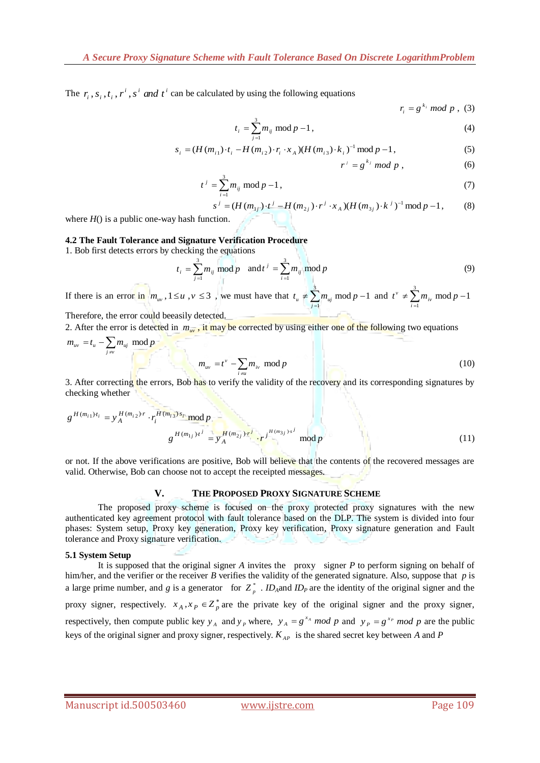The $r_i, s_i, t_i, r^i, s^i$ *and* $t^i$ can be calculated by using the following equations

$$r_i = g^{k_i} \; mod \; p \,, \quad (3)$$

$$t_i = \sum_{j=1}^{3} m_{ij} \bmod p-1 \,, \quad (4)$$

$$s_i = (H(m_{i1}) \cdot t_i - H(m_{i2}) \cdot r_i \cdot x_A)(H(m_{i3}) \cdot k_i)^{-1} \bmod p-1 \,, \quad (5)$$

$$r^j = g^{k_j} \; mod \; p \,, \quad (6)$$

$$t^j = \sum_{i=1}^{3} m_{ij} \bmod p-1 \,, \quad (7)$$

$$s^j = (H(m_{1j}) \cdot t^j - H(m_{2j}) \cdot r^j \cdot x_A)(H(m_{3j}) \cdot k^j)^{-1} \bmod p-1 \,, \quad (8)$$

where *H*() is a public one-way hash function.

**4.2 The Fault Tolerance and Signature Verification Procedure**

1. Bob first detects errors by checking the equations

$$t_i = \sum_{j=1}^{3} m_{ij} \bmod p \quad \text{and} \; t^j = \sum_{i=1}^{3} m_{ij} \bmod p \quad (9)$$

If there is an error in $m_{uv}, 1 \le u, v \le 3$, we must have that $t_u \ne \sum_{j=1}^{3} m_{uj} \bmod p-1$ and $t^v \ne \sum_{i=1}^{3} m_{iv} \bmod p-1$

Therefore, the error could beeasily detected.

2. After the error is detected in $m_{uv}$, it may be corrected by using either one of the following two equations

$$m_{uv} = t_u - \sum_{j \ne v} m_{uj} \bmod p$$

$$m_{uv} = t^v - \sum_{i \ne u} m_{iv} \bmod p \quad (10)$$

3. After correcting the errors, Bob has to verify the validity of the recovery and its corresponding signatures by checking whether

$$g^{H(m_{i1}) \cdot t_i} = y_A^{H(m_{i2}) \cdot r} \cdot r_i^{H(m_{i3}) \cdot s_i} \bmod p$$

$$g^{H(m_{1j}) \cdot t^j} = y_A^{H(m_{2j}) \cdot r^j} \cdot r^{j\, H(m_{3j}) \cdot s^j} \bmod p \quad (11)$$

or not. If the above verifications are positive, Bob will believe that the contents of the recovered messages are valid. Otherwise, Bob can choose not to accept the receipted messages.

## V. The Proposed Proxy Signature Scheme

The proposed proxy scheme is focused on the proxy protected proxy signatures with the new authenticated key agreement protocol with fault tolerance based on the DLP. The system is divided into four phases: System setup, Proxy key generation, Proxy key verification, Proxy signature generation and Fault tolerance and Proxy signature verification.

**5.1 System Setup**

It is supposed that the original signer *A* invites the proxy signer *P* to perform signing on behalf of him/her, and the verifier or the receiver *B* verifies the validity of the generated signature. Also, suppose that *p* is a large prime number, and *g* is a generator for $Z_p^*$. $ID_A$ and $ID_P$ are the identity of the original signer and the proxy signer, respectively. $x_A, x_P \in Z_p^*$ are the private key of the original signer and the proxy signer, respectively, then compute public key $y_A$ and $y_P$ where, $y_A = g^{x_A} \; mod \; p$ and $y_P = g^{x_P} \; mod \; p$ are the public keys of the original signer and proxy signer, respectively. $K_{AP}$ is the shared secret key between *A* and *P*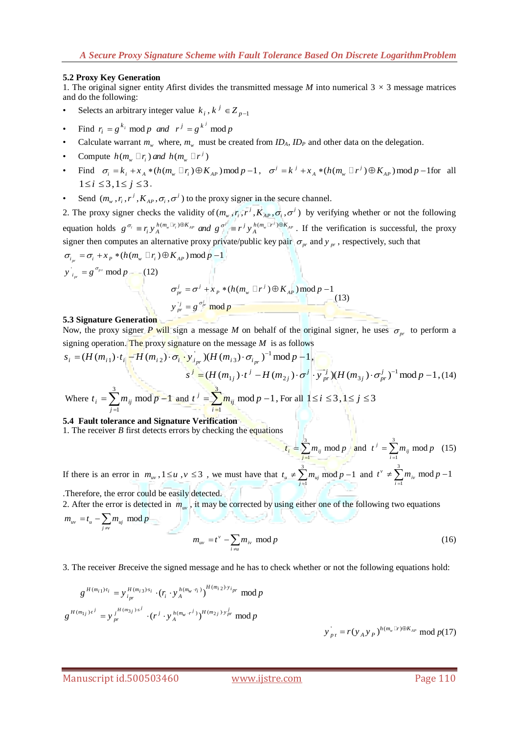### 5.2 Proxy Key Generation

1. The original signer entity *A* first divides the transmitted message *M* into numerical 3 × 3 message matrices and do the following:

- Selects an arbitrary integer value $k_i, k^j \in Z_{p-1}$
- Find $r_i = g^{k_i} \bmod p$ *and* $r^j = g^{k^j} \bmod p$
- Calculate warrant $m_w$ where, $m_w$ must be created from $ID_A$, $ID_P$ and other data on the delegation.
- Compute $h(m_w \Box r_i)$ *and* $h(m_w \Box r^j)$
- Find $\sigma_i = k_i + x_A * (h(m_w \Box r_i) \oplus K_{AP}) \bmod p-1$, $\sigma^j = k^j + x_A * (h(m_w \Box r^j) \oplus K_{AP}) \bmod p-1$ for all $1 \le i \le 3, 1 \le j \le 3$.
- Send $(m_w, r_i, r^j, K_{AP}, \sigma_i, \sigma^j)$ to the proxy signer in the secure channel.

2. The proxy signer checks the validity of $(m_w, r_i, r^j, K_{AP}, \sigma_i, \sigma^j)$ by verifying whether or not the following equation holds $g^{\sigma_i} \equiv r_i y_A^{h(m_w \Box r_i) \oplus K_{AP}}$ *and* $g^{\sigma^j} \equiv r^j y_A^{h(m_w \Box r^j) \oplus K_{AP}}$. If the verification is successful, the proxy signer then computes an alternative proxy private/public key pair $\sigma_{pr}$ and $y_{pr}$, respectively, such that

$$\sigma_{i_{pr}} = \sigma_i + x_P * (h(m_w \Box r_i) \oplus K_{AP}) \bmod p-1$$
$$y'_{i_{pr}} = g^{\sigma_{pr}} \bmod p \qquad (12)$$

$$\sigma^j_{pr} = \sigma^j + x_P * (h(m_w \Box r^j) \oplus K_{AP}) \bmod p-1$$
$$y'^j_{pr} = g^{\sigma^j_{pr}} \bmod p \qquad (13)$$

### 5.3 Signature Generation

Now, the proxy signer *P* will sign a message *M* on behalf of the original signer, he uses $\sigma_{pr}$ to perform a signing operation. The proxy signature on the message *M* is as follows

$$s_i = (H(m_{i1}) \cdot t_i - H(m_{i2}) \cdot \sigma_i \cdot y'_{i_{pr}})(H(m_{i3}) \cdot \sigma_{i_{pr}})^{-1} \bmod p-1,$$
$$s^j = (H(m_{1j}) \cdot t^j - H(m_{2j}) \cdot \sigma^j \cdot y'^j_{pr})(H(m_{3j}) \cdot \sigma^j_{pr})^{-1} \bmod p-1, \qquad (14)$$

Where $t_i = \sum_{j=1}^{3} m_{ij} \bmod p-1$ and $t^j = \sum_{i=1}^{3} m_{ij} \bmod p-1$, For all $1 \le i \le 3, 1 \le j \le 3$

### 5.4 Fault tolerance and Signature Verification

1. The receiver *B* first detects errors by checking the equations

$$t_i = \sum_{j=1}^{3} m_{ij} \bmod p \quad \text{and} \quad t^j = \sum_{i=1}^{3} m_{ij} \bmod p \qquad (15)$$

If there is an error in $m_{uv}, 1 \le u, v \le 3$, we must have that $t_u \ne \sum_{j=1}^{3} m_{uj} \bmod p-1$ and $t^v \ne \sum_{i=1}^{3} m_{iv} \bmod p-1$. Therefore, the error could be easily detected.

2. After the error is detected in $m_{uv}$, it may be corrected by using either one of the following two equations

$$m_{uv} = t_u - \sum_{j \ne v} m_{uj} \bmod p$$
$$m_{uv} = t^v - \sum_{i \ne u} m_{iv} \bmod p \qquad (16)$$

3. The receiver *B* receive the signed message and he has to check whether or not the following equations hold:

$$g^{H(m_{i1}) \cdot t_i} = y_{i_{pr}}^{H(m_{i3}) \cdot s_i} \cdot (r_i \cdot y_A^{h(m_w \cdot r_i)})^{H(m_{i2}) \cdot y_{i_{pr}}} \bmod p$$
$$g^{H(m_{1j}) \cdot t^j} = y_{pr}^{j\, H(m_{3j}) \cdot s^j} \cdot (r^j \cdot y_A^{h(m_w \cdot r^j)})^{H(m_{2j}) \cdot y^j_{pr}} \bmod p$$
$$y'_{pr} = r(y_A y_P)^{h(m_w \Box r) \oplus K_{AP}} \bmod p \qquad (17)$$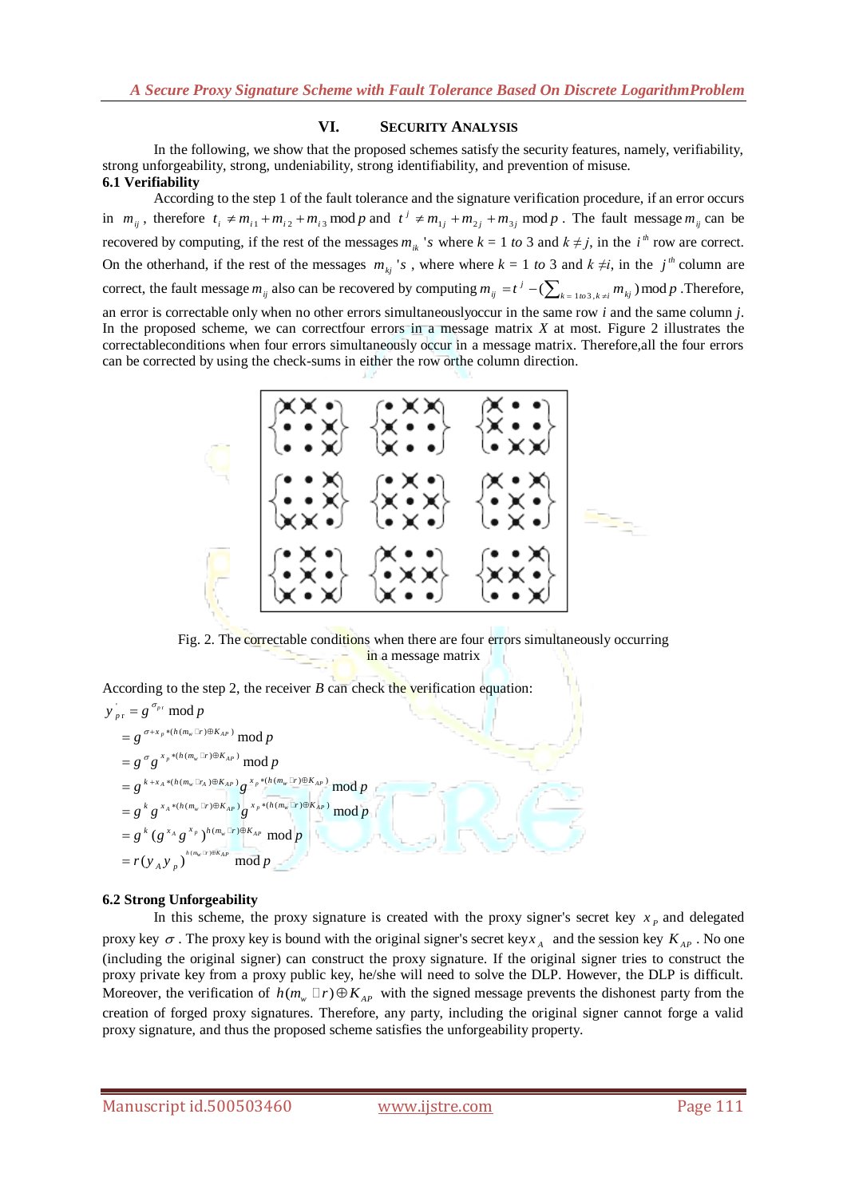## VI. SECURITY ANALYSIS

In the following, we show that the proposed schemes satisfy the security features, namely, verifiability, strong unforgeability, strong, undeniability, strong identifiability, and prevention of misuse.

### 6.1 Verifiability

According to the step 1 of the fault tolerance and the signature verification procedure, if an error occurs in $m_{ij}$, therefore $t_i \neq m_{i1} + m_{i2} + m_{i3} \bmod p$ and $t^j \neq m_{1j} + m_{2j} + m_{3j} \bmod p$. The fault message $m_{ij}$ can be recovered by computing, if the rest of the messages $m_{ik}$ 's where $k = 1$ *to* 3 and $k \neq j$, in the $i^{th}$ row are correct. On the otherhand, if the rest of the messages $m_{kj}$ 's, where where $k = 1$ *to* 3 and $k \neq i$, in the $j^{th}$ column are correct, the fault message $m_{ij}$ also can be recovered by computing $m_{ij} = t^j - (\sum_{k=1 to 3, k \neq i} m_{kj}) \bmod p$ .Therefore, an error is correctable only when no other errors simultaneouslyoccur in the same row $i$ and the same column $j$. In the proposed scheme, we can correctfour errors in a message matrix $X$ at most. Figure 2 illustrates the correctableconditions when four errors simultaneously occur in a message matrix. Therefore,all the four errors can be corrected by using the check-sums in either the row orthe column direction.

Fig. 2. The correctable conditions when there are four errors simultaneously occurring in a message matrix

According to the step 2, the receiver $B$ can check the verification equation:

$$
\begin{aligned}
y'_{pr} &= g^{\sigma_{pr}} \bmod p \\
&= g^{\sigma + x_p * (h(m_w \| r) \oplus K_{AP})} \bmod p \\
&= g^{\sigma} g^{x_p * (h(m_w \| r) \oplus K_{AP})} \bmod p \\
&= g^{k + x_A * (h(m_w \| r_A) \oplus K_{AP})} g^{x_p * (h(m_w \| r) \oplus K_{AP})} \bmod p \\
&= g^{k} g^{x_A * (h(m_w \| r) \oplus K_{AP})} g^{x_p * (h(m_w \| r) \oplus K_{AP})} \bmod p \\
&= g^{k} (g^{x_A} g^{x_p})^{h(m_w \| r) \oplus K_{AP}} \bmod p \\
&= r (y_A y_p)^{h(m_w \| r) \oplus K_{AP}} \bmod p
\end{aligned}
$$

### 6.2 Strong Unforgeability

In this scheme, the proxy signature is created with the proxy signer's secret key $x_p$ and delegated proxy key $\sigma$. The proxy key is bound with the original signer's secret key $x_A$ and the session key $K_{AP}$. No one (including the original signer) can construct the proxy signature. If the original signer tries to construct the proxy private key from a proxy public key, he/she will need to solve the DLP. However, the DLP is difficult. Moreover, the verification of $h(m_w \| r) \oplus K_{AP}$ with the signed message prevents the dishonest party from the creation of forged proxy signatures. Therefore, any party, including the original signer cannot forge a valid proxy signature, and thus the proposed scheme satisfies the unforgeability property.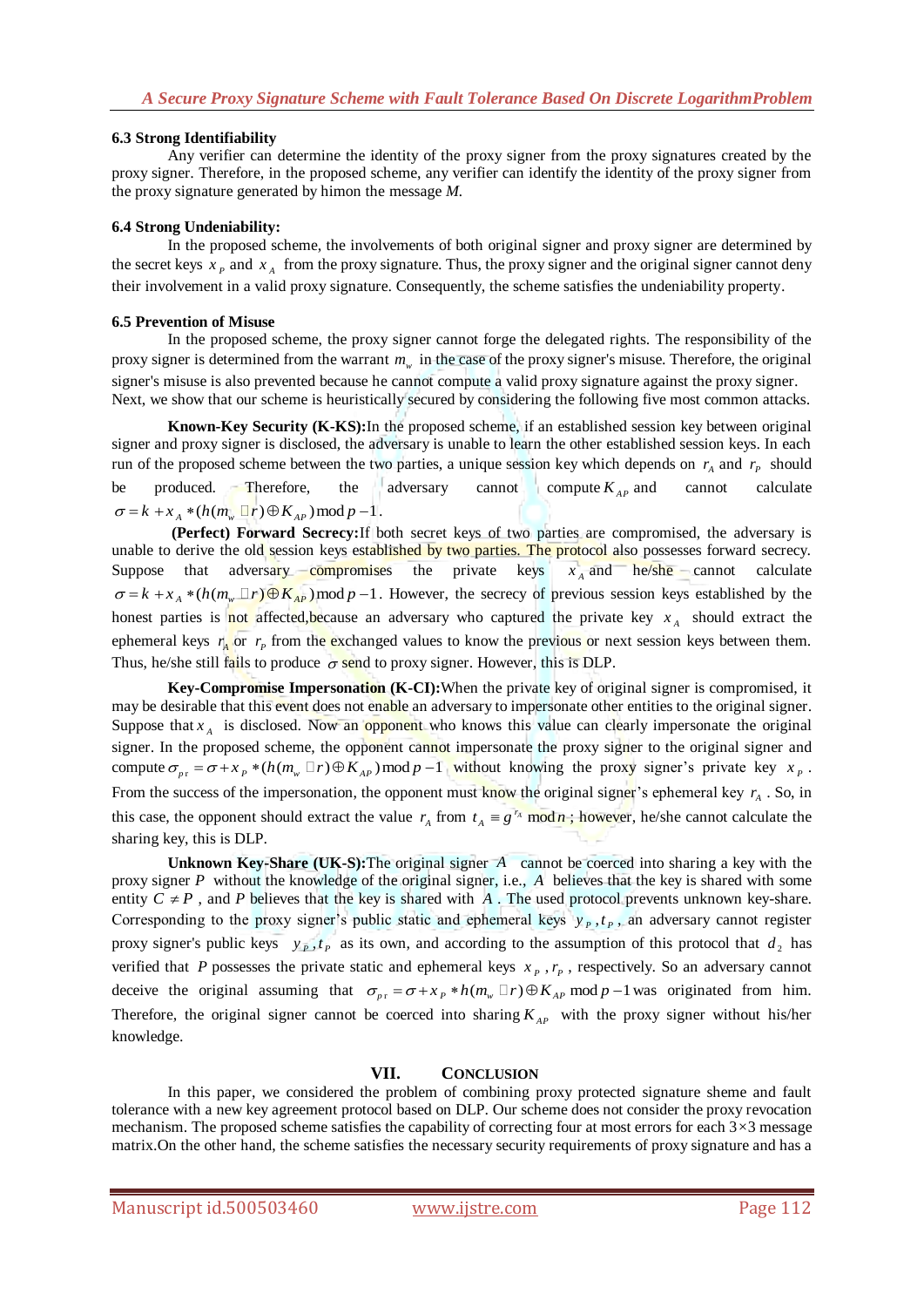### 6.3 Strong Identifiability

Any verifier can determine the identity of the proxy signer from the proxy signatures created by the proxy signer. Therefore, in the proposed scheme, any verifier can identify the identity of the proxy signer from the proxy signature generated by himon the message *M*.

### 6.4 Strong Undeniability:

In the proposed scheme, the involvements of both original signer and proxy signer are determined by the secret keys $x_P$ and $x_A$ from the proxy signature. Thus, the proxy signer and the original signer cannot deny their involvement in a valid proxy signature. Consequently, the scheme satisfies the undeniability property.

### 6.5 Prevention of Misuse

In the proposed scheme, the proxy signer cannot forge the delegated rights. The responsibility of the proxy signer is determined from the warrant $m_w$ in the case of the proxy signer's misuse. Therefore, the original signer's misuse is also prevented because he cannot compute a valid proxy signature against the proxy signer.
Next, we show that our scheme is heuristically secured by considering the following five most common attacks.

**Known-Key Security (K-KS):**In the proposed scheme, if an established session key between original signer and proxy signer is disclosed, the adversary is unable to learn the other established session keys. In each run of the proposed scheme between the two parties, a unique session key which depends on $r_A$ and $r_P$ should be produced. Therefore, the adversary cannot compute $K_{AP}$ and cannot calculate $\sigma = k + x_A * (h(m_w \| r) \oplus K_{AP}) \bmod p-1$.

**(Perfect) Forward Secrecy:**If both secret keys of two parties are compromised, the adversary is unable to derive the old session keys established by two parties. The protocol also possesses forward secrecy. Suppose that adversary compromises the private keys $x_A$ and he/she cannot calculate $\sigma = k + x_A * (h(m_w \| r) \oplus K_{AP}) \bmod p-1$. However, the secrecy of previous session keys established by the honest parties is not affected,because an adversary who captured the private key $x_A$ should extract the ephemeral keys $r_A$ or $r_P$ from the exchanged values to know the previous or next session keys between them. Thus, he/she still fails to produce $\sigma$ send to proxy signer. However, this is DLP.

**Key-Compromise Impersonation (K-CI):**When the private key of original signer is compromised, it may be desirable that this event does not enable an adversary to impersonate other entities to the original signer. Suppose that $x_A$ is disclosed. Now an opponent who knows this value can clearly impersonate the original signer. In the proposed scheme, the opponent cannot impersonate the proxy signer to the original signer and compute $\sigma_{pr} = \sigma + x_P * (h(m_w \| r) \oplus K_{AP}) \bmod p-1$ without knowing the proxy signer's private key $x_P$. From the success of the impersonation, the opponent must know the original signer's ephemeral key $r_A$. So, in this case, the opponent should extract the value $r_A$ from $t_A \equiv g^{r_A} \bmod n$; however, he/she cannot calculate the sharing key, this is DLP.

**Unknown Key-Share (UK-S):**The original signer $A$ cannot be coerced into sharing a key with the proxy signer $P$ without the knowledge of the original signer, i.e., $A$ believes that the key is shared with some entity $C \neq P$, and $P$ believes that the key is shared with $A$. The used protocol prevents unknown key-share. Corresponding to the proxy signer's public static and ephemeral keys $y_P, t_P$, an adversary cannot register proxy signer's public keys $y_P, t_P$ as its own, and according to the assumption of this protocol that $d_2$ has verified that $P$ possesses the private static and ephemeral keys $x_P, r_P$, respectively. So an adversary cannot deceive the original assuming that $\sigma_{pr} = \sigma + x_P * h(m_w \| r) \oplus K_{AP} \bmod p-1$ was originated from him. Therefore, the original signer cannot be coerced into sharing $K_{AP}$ with the proxy signer without his/her knowledge.

## VII. Conclusion

In this paper, we considered the problem of combining proxy protected signature sheme and fault tolerance with a new key agreement protocol based on DLP. Our scheme does not consider the proxy revocation mechanism. The proposed scheme satisfies the capability of correcting four at most errors for each $3\times3$ message matrix.On the other hand, the scheme satisfies the necessary security requirements of proxy signature and has a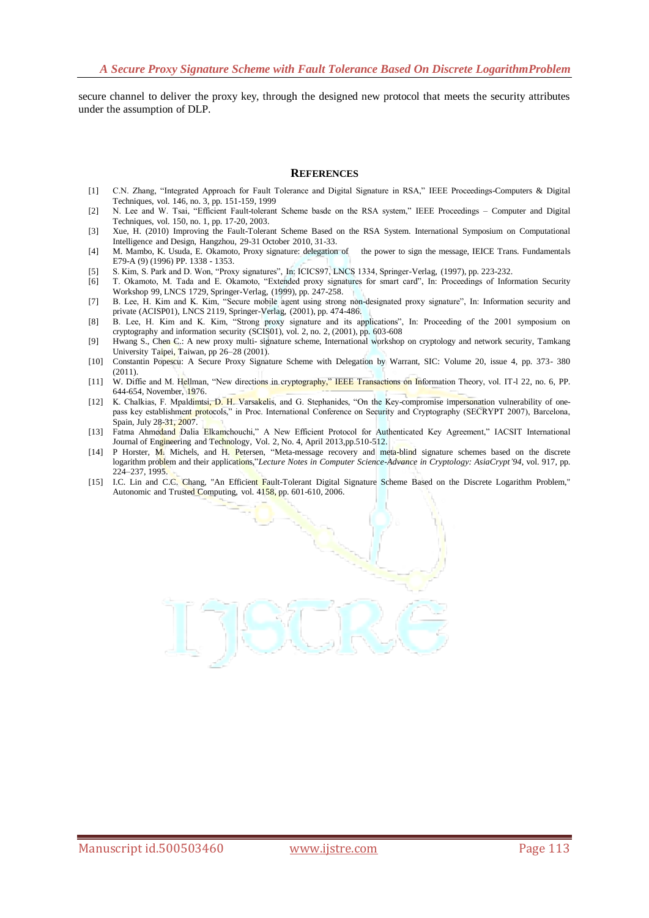secure channel to deliver the proxy key, through the designed new protocol that meets the security attributes under the assumption of DLP.

## REFERENCES

[1] C.N. Zhang, "Integrated Approach for Fault Tolerance and Digital Signature in RSA," IEEE Proceedings-Computers & Digital Techniques, vol. 146, no. 3, pp. 151-159, 1999

[2] N. Lee and W. Tsai, "Efficient Fault-tolerant Scheme basde on the RSA system," IEEE Proceedings – Computer and Digital Techniques, vol. 150, no. 1, pp. 17-20, 2003.

[3] Xue, H. (2010) Improving the Fault-Tolerant Scheme Based on the RSA System. International Symposium on Computational Intelligence and Design, Hangzhou, 29-31 October 2010, 31-33.

[4] M. Mambo, K. Usuda, E. Okamoto, Proxy signature: delegation of the power to sign the message, IEICE Trans. Fundamentals E79-A (9) (1996) PP. 1338 - 1353.

[5] S. Kim, S. Park and D. Won, "Proxy signatures", In: ICICS97, LNCS 1334, Springer-Verlag, (1997), pp. 223-232.

[6] T. Okamoto, M. Tada and E. Okamoto, "Extended proxy signatures for smart card", In: Proceedings of Information Security Workshop 99, LNCS 1729, Springer-Verlag, (1999), pp. 247-258.

[7] B. Lee, H. Kim and K. Kim, "Secure mobile agent using strong non-designated proxy signature", In: Information security and private (ACISP01), LNCS 2119, Springer-Verlag, (2001), pp. 474-486.

[8] B. Lee, H. Kim and K. Kim, "Strong proxy signature and its applications", In: Proceeding of the 2001 symposium on cryptography and information security (SCIS01), vol. 2, no. 2, (2001), pp. 603-608

[9] Hwang S., Chen C.: A new proxy multi- signature scheme, International workshop on cryptology and network security, Tamkang University Taipei, Taiwan, pp 26–28 (2001).

[10] Constantin Popescu: A Secure Proxy Signature Scheme with Delegation by Warrant, SIC: Volume 20, issue 4, pp. 373- 380 (2011).

[11] W. Diffie and M. Hellman, "New directions in cryptography," IEEE Transactions on Information Theory, vol. IT-l 22, no. 6, PP. 644-654, November, 1976.

[12] K. Chalkias, F. Mpaldimtsi, D. H. Varsakelis, and G. Stephanides, "On the Key-compromise impersonation vulnerability of one-pass key establishment protocols," in Proc. International Conference on Security and Cryptography (SECRYPT 2007), Barcelona, Spain, July 28-31, 2007.

[13] Fatma Ahmedand Dalia Elkamchouchi," A New Efficient Protocol for Authenticated Key Agreement," IACSIT International Journal of Engineering and Technology, Vol. 2, No. 4, April 2013,pp.510-512.

[14] P Horster, M. Michels, and H. Petersen, "Meta-message recovery and meta-blind signature schemes based on the discrete logarithm problem and their applications,"*Lecture Notes in Computer Science-Advance in Cryptology: AsiaCrypt'94*, vol. 917, pp. 224–237, 1995.

[15] I.C. Lin and C.C. Chang, "An Efficient Fault-Tolerant Digital Signature Scheme Based on the Discrete Logarithm Problem," Autonomic and Trusted Computing, vol. 4158, pp. 601-610, 2006.